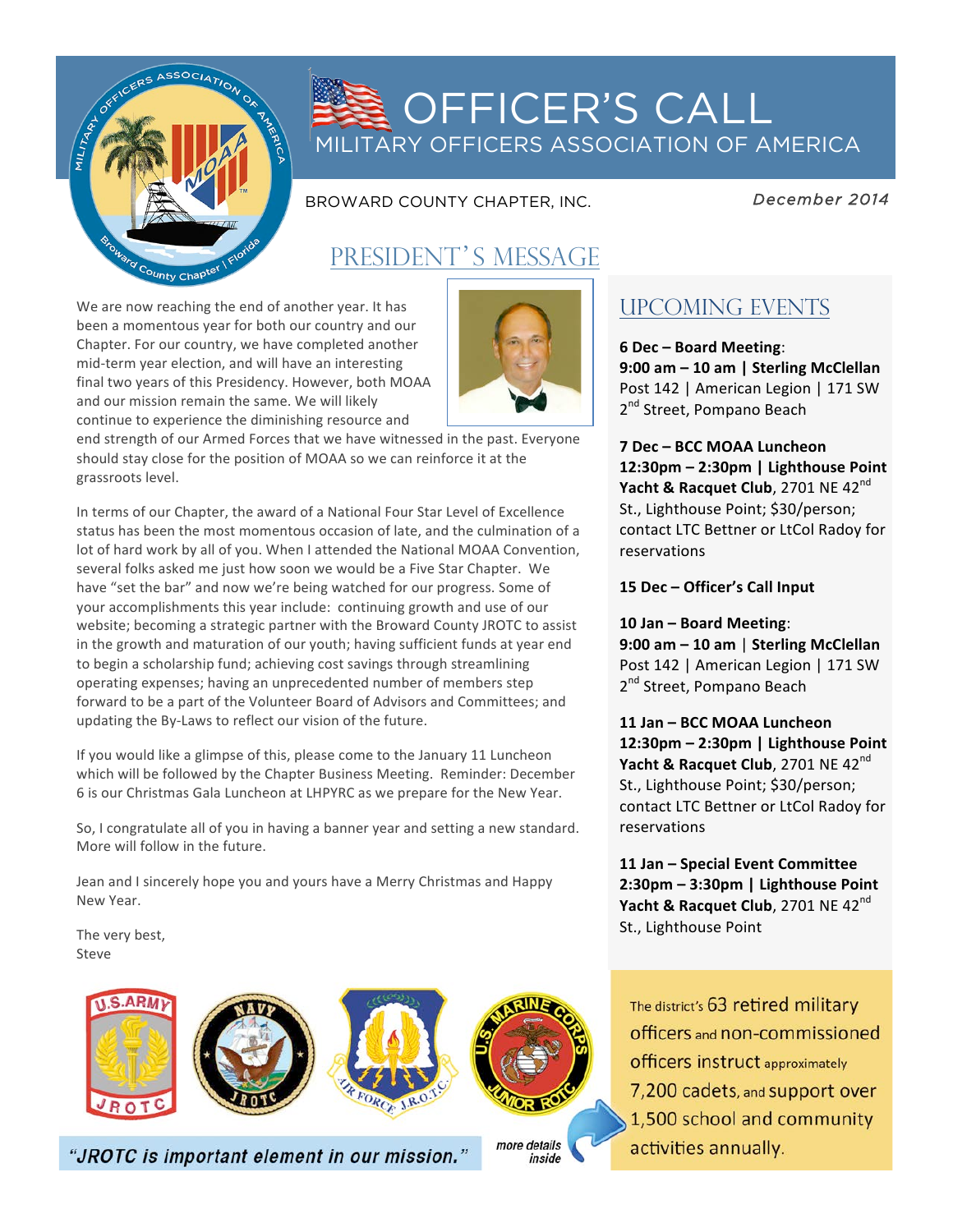# OFFICER'S CALL

## MILITARY OFFICERS ASSOCIATION OF AMERICA

BROWARD COUNTY CHAPTER, INC.

*December 2014*

## PRESIDENT'S MESSAGE

We are now reaching the end of another year. It has been a momentous year for both our country and our Chapter. For our country, we have completed another mid-term year election, and will have an interesting final two years of this Presidency. However, both MOAA and our mission remain the same. We will likely continue to experience the diminishing resource and end strength of our Armed Forces that we have witnessed in the past. Everyone should stay close for the position of MOAA so we can reinforce it at the grassroots level.

In terms of our Chapter, the award of a National Four Star Level of Excellence status has been the most momentous occasion of late, and the culmination of a lot of hard work by all of you. When I attended the National MOAA Convention, several folks asked me just how soon we would be a Five Star Chapter. We have "set the bar" and now we're being watched for our progress. Some of your accomplishments this year include: continuing growth and use of our website; becoming a strategic partner with the Broward County JROTC to assist in the growth and maturation of our youth; having sufficient funds at year end to begin a scholarship fund; achieving cost savings through streamlining operating expenses; having an unprecedented number of members step forward to be a part of the Volunteer Board of Advisors and Committees; and updating the By-Laws to reflect our vision of the future.

If you would like a glimpse of this, please come to the January 11 Luncheon which will be followed by the Chapter Business Meeting. Reminder: December 6 is our Christmas Gala Luncheon at LHPYRC as we prepare for the New Year.

So, I congratulate all of you in having a banner year and setting a new standard. More will follow in the future.

Jean and I sincerely hope you and yours have a Merry Christmas and Happy New Year.

The very best,
Steve

*"JROTC is important element in our mission."*

*more details inside*

## UPCOMING EVENTS

**6 Dec – Board Meeting**:
**9:00 am – 10 am | Sterling McClellan** Post 142 | American Legion | 171 SW 2nd Street, Pompano Beach

**7 Dec – BCC MOAA Luncheon**
**12:30pm – 2:30pm | Lighthouse Point Yacht & Racquet Club**, 2701 NE 42nd St., Lighthouse Point; $30/person; contact LTC Bettner or LtCol Radoy for reservations

**15 Dec – Officer's Call Input**

**10 Jan – Board Meeting**:
**9:00 am – 10 am | Sterling McClellan** Post 142 | American Legion | 171 SW 2nd Street, Pompano Beach

**11 Jan – BCC MOAA Luncheon**
**12:30pm – 2:30pm | Lighthouse Point Yacht & Racquet Club**, 2701 NE 42nd St., Lighthouse Point; $30/person; contact LTC Bettner or LtCol Radoy for reservations

**11 Jan – Special Event Committee**
**2:30pm – 3:30pm | Lighthouse Point Yacht & Racquet Club**, 2701 NE 42nd St., Lighthouse Point

The district's 63 retired military officers and non-commissioned officers instruct approximately 7,200 cadets, and support over 1,500 school and community activities annually.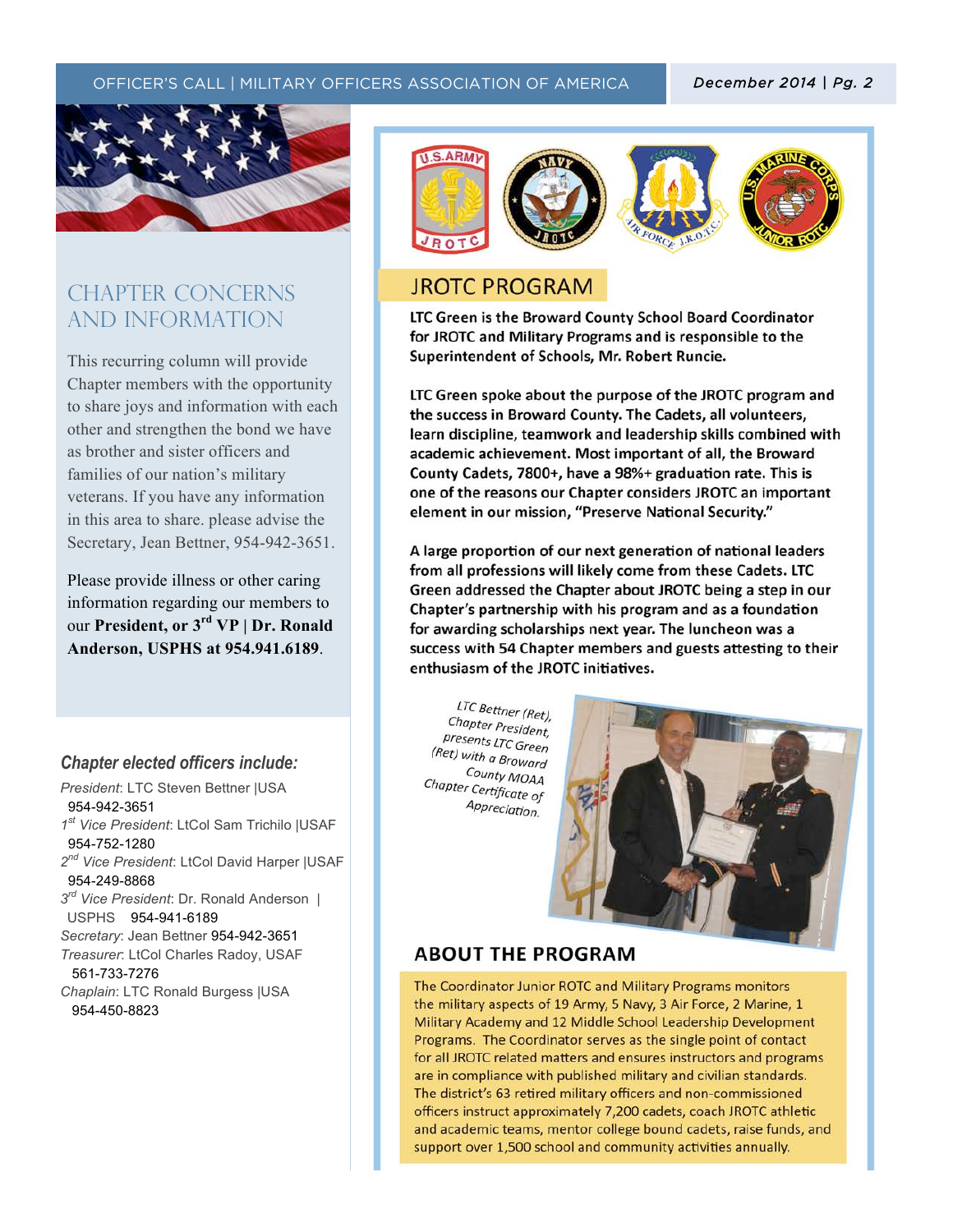## CHAPTER CONCERNS AND INFORMATION

This recurring column will provide Chapter members with the opportunity to share joys and information with each other and strengthen the bond we have as brother and sister officers and families of our nation's military veterans. If you have any information in this area to share. please advise the Secretary, Jean Bettner, 954-942-3651.

Please provide illness or other caring information regarding our members to our **President, or 3rd VP | Dr. Ronald Anderson, USPHS at 954.941.6189**.

### *Chapter elected officers include:*

*President*: LTC Steven Bettner |USA 954-942-3651
1st *Vice President*: LtCol Sam Trichilo |USAF 954-752-1280
2nd *Vice President*: LtCol David Harper |USAF 954-249-8868
3rd *Vice President*: Dr. Ronald Anderson | USPHS 954-941-6189
*Secretary*: Jean Bettner 954-942-3651
*Treasurer*: LtCol Charles Radoy, USAF 561-733-7276
*Chaplain*: LTC Ronald Burgess |USA 954-450-8823

## JROTC PROGRAM

**LTC Green is the Broward County School Board Coordinator for JROTC and Military Programs and is responsible to the Superintendent of Schools, Mr. Robert Runcie.**

**LTC Green spoke about the purpose of the JROTC program and the success in Broward County. The Cadets, all volunteers, learn discipline, teamwork and leadership skills combined with academic achievement. Most important of all, the Broward County Cadets, 7800+, have a 98%+ graduation rate. This is one of the reasons our Chapter considers JROTC an important element in our mission, "Preserve National Security."**

**A large proportion of our next generation of national leaders from all professions will likely come from these Cadets. LTC Green addressed the Chapter about JROTC being a step in our Chapter's partnership with his program and as a foundation for awarding scholarships next year. The luncheon was a success with 54 Chapter members and guests attesting to their enthusiasm of the JROTC initiatives.**

*LTC Bettner (Ret), Chapter President, presents LTC Green (Ret) with a Broward County MOAA Chapter Certificate of Appreciation.*

### ABOUT THE PROGRAM

The Coordinator Junior ROTC and Military Programs monitors the military aspects of 19 Army, 5 Navy, 3 Air Force, 2 Marine, 1 Military Academy and 12 Middle School Leadership Development Programs. The Coordinator serves as the single point of contact for all JROTC related matters and ensures instructors and programs are in compliance with published military and civilian standards. The district's 63 retired military officers and non-commissioned officers instruct approximately 7,200 cadets, coach JROTC athletic and academic teams, mentor college bound cadets, raise funds, and support over 1,500 school and community activities annually.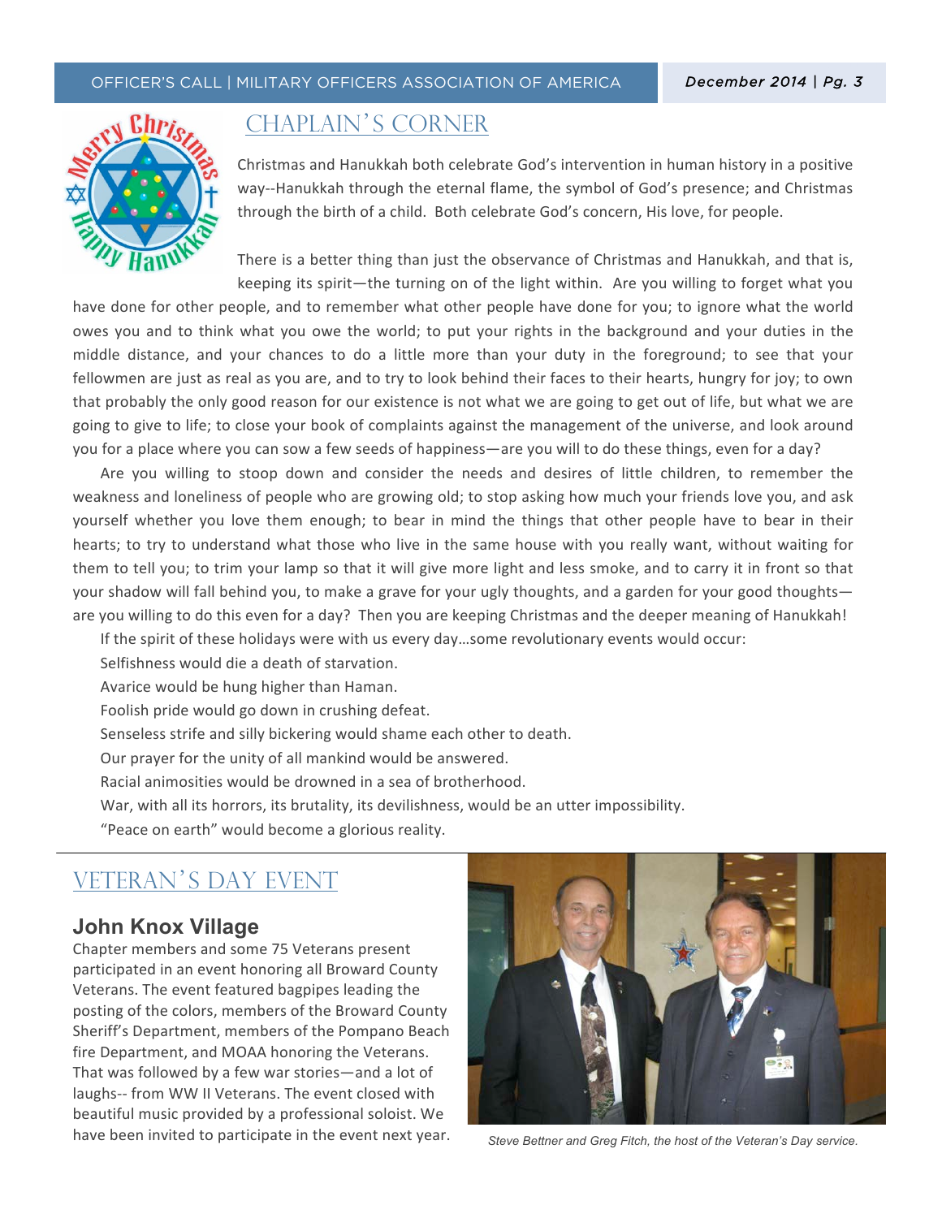## CHAPLAIN'S CORNER

Christmas and Hanukkah both celebrate God's intervention in human history in a positive way--Hanukkah through the eternal flame, the symbol of God's presence; and Christmas through the birth of a child. Both celebrate God's concern, His love, for people.

There is a better thing than just the observance of Christmas and Hanukkah, and that is, keeping its spirit—the turning on of the light within. Are you willing to forget what you have done for other people, and to remember what other people have done for you; to ignore what the world owes you and to think what you owe the world; to put your rights in the background and your duties in the middle distance, and your chances to do a little more than your duty in the foreground; to see that your fellowmen are just as real as you are, and to try to look behind their faces to their hearts, hungry for joy; to own that probably the only good reason for our existence is not what we are going to get out of life, but what we are going to give to life; to close your book of complaints against the management of the universe, and look around you for a place where you can sow a few seeds of happiness—are you will to do these things, even for a day?

Are you willing to stoop down and consider the needs and desires of little children, to remember the weakness and loneliness of people who are growing old; to stop asking how much your friends love you, and ask yourself whether you love them enough; to bear in mind the things that other people have to bear in their hearts; to try to understand what those who live in the same house with you really want, without waiting for them to tell you; to trim your lamp so that it will give more light and less smoke, and to carry it in front so that your shadow will fall behind you, to make a grave for your ugly thoughts, and a garden for your good thoughts—are you willing to do this even for a day? Then you are keeping Christmas and the deeper meaning of Hanukkah!

If the spirit of these holidays were with us every day…some revolutionary events would occur:

Selfishness would die a death of starvation.

Avarice would be hung higher than Haman.

Foolish pride would go down in crushing defeat.

Senseless strife and silly bickering would shame each other to death.

Our prayer for the unity of all mankind would be answered.

Racial animosities would be drowned in a sea of brotherhood.

War, with all its horrors, its brutality, its devilishness, would be an utter impossibility.

"Peace on earth" would become a glorious reality.

## VETERAN'S DAY EVENT

### John Knox Village

Chapter members and some 75 Veterans present participated in an event honoring all Broward County Veterans. The event featured bagpipes leading the posting of the colors, members of the Broward County Sheriff's Department, members of the Pompano Beach fire Department, and MOAA honoring the Veterans. That was followed by a few war stories—and a lot of laughs-- from WW II Veterans. The event closed with beautiful music provided by a professional soloist. We have been invited to participate in the event next year.

*Steve Bettner and Greg Fitch, the host of the Veteran's Day service.*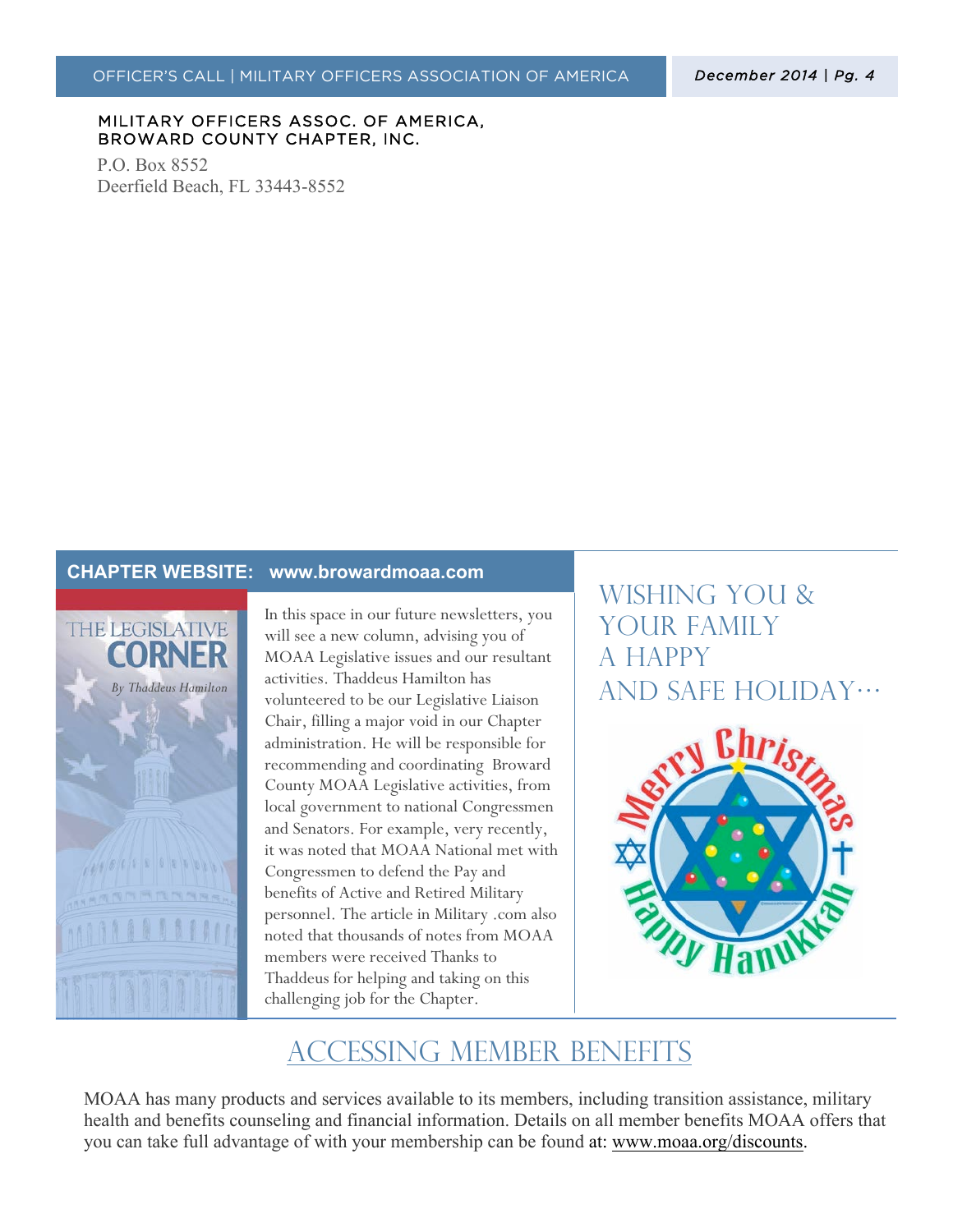MILITARY OFFICERS ASSOC. OF AMERICA,
BROWARD COUNTY CHAPTER, INC.

P.O. Box 8552
Deerfield Beach, FL 33443-8552

**CHAPTER WEBSITE: www.browardmoaa.com**

## THE LEGISLATIVE CORNER

*By Thaddeus Hamilton*

In this space in our future newsletters, you will see a new column, advising you of MOAA Legislative issues and our resultant activities. Thaddeus Hamilton has volunteered to be our Legislative Liaison Chair, filling a major void in our Chapter administration. He will be responsible for recommending and coordinating Broward County MOAA Legislative activities, from local government to national Congressmen and Senators. For example, very recently, it was noted that MOAA National met with Congressmen to defend the Pay and benefits of Active and Retired Military personnel. The article in Military .com also noted that thousands of notes from MOAA members were received Thanks to Thaddeus for helping and taking on this challenging job for the Chapter.

WISHING YOU & YOUR FAMILY A HAPPY AND SAFE HOLIDAY…

Merry Christmas

Happy Hanukkah

## ACCESSING MEMBER BENEFITS

MOAA has many products and services available to its members, including transition assistance, military health and benefits counseling and financial information. Details on all member benefits MOAA offers that you can take full advantage of with your membership can be found at: www.moaa.org/discounts.